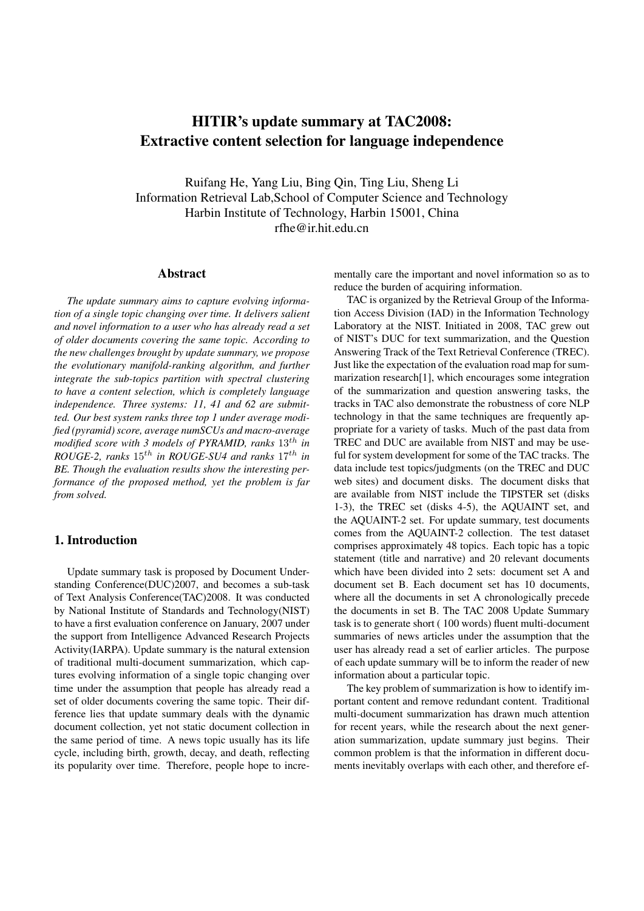# HITIR's update summary at TAC2008: Extractive content selection for language independence

Ruifang He, Yang Liu, Bing Qin, Ting Liu, Sheng Li
Information Retrieval Lab,School of Computer Science and Technology
Harbin Institute of Technology, Harbin 15001, China
rfhe@ir.hit.edu.cn

## Abstract

*The update summary aims to capture evolving information of a single topic changing over time. It delivers salient and novel information to a user who has already read a set of older documents covering the same topic. According to the new challenges brought by update summary, we propose the evolutionary manifold-ranking algorithm, and further integrate the sub-topics partition with spectral clustering to have a content selection, which is completely language independence. Three systems: 11, 41 and 62 are submitted. Our best system ranks three top 1 under average modified (pyramid) score, average numSCUs and macro-average modified score with 3 models of PYRAMID, ranks $13^{th}$ in ROUGE-2, ranks $15^{th}$ in ROUGE-SU4 and ranks $17^{th}$ in BE. Though the evaluation results show the interesting performance of the proposed method, yet the problem is far from solved.*

## 1. Introduction

Update summary task is proposed by Document Understanding Conference(DUC)2007, and becomes a sub-task of Text Analysis Conference(TAC)2008. It was conducted by National Institute of Standards and Technology(NIST) to have a first evaluation conference on January, 2007 under the support from Intelligence Advanced Research Projects Activity(IARPA). Update summary is the natural extension of traditional multi-document summarization, which captures evolving information of a single topic changing over time under the assumption that people has already read a set of older documents covering the same topic. Their difference lies that update summary deals with the dynamic document collection, yet not static document collection in the same period of time. A news topic usually has its life cycle, including birth, growth, decay, and death, reflecting its popularity over time. Therefore, people hope to incrementally care the important and novel information so as to reduce the burden of acquiring information.

TAC is organized by the Retrieval Group of the Information Access Division (IAD) in the Information Technology Laboratory at the NIST. Initiated in 2008, TAC grew out of NIST's DUC for text summarization, and the Question Answering Track of the Text Retrieval Conference (TREC). Just like the expectation of the evaluation road map for summarization research[1], which encourages some integration of the summarization and question answering tasks, the tracks in TAC also demonstrate the robustness of core NLP technology in that the same techniques are frequently appropriate for a variety of tasks. Much of the past data from TREC and DUC are available from NIST and may be useful for system development for some of the TAC tracks. The data include test topics/judgments (on the TREC and DUC web sites) and document disks. The document disks that are available from NIST include the TIPSTER set (disks 1-3), the TREC set (disks 4-5), the AQUAINT set, and the AQUAINT-2 set. For update summary, test documents comes from the AQUAINT-2 collection. The test dataset comprises approximately 48 topics. Each topic has a topic statement (title and narrative) and 20 relevant documents which have been divided into 2 sets: document set A and document set B. Each document set has 10 documents, where all the documents in set A chronologically precede the documents in set B. The TAC 2008 Update Summary task is to generate short ( 100 words) fluent multi-document summaries of news articles under the assumption that the user has already read a set of earlier articles. The purpose of each update summary will be to inform the reader of new information about a particular topic.

The key problem of summarization is how to identify important content and remove redundant content. Traditional multi-document summarization has drawn much attention for recent years, while the research about the next generation summarization, update summary just begins. Their common problem is that the information in different documents inevitably overlaps with each other, and therefore ef-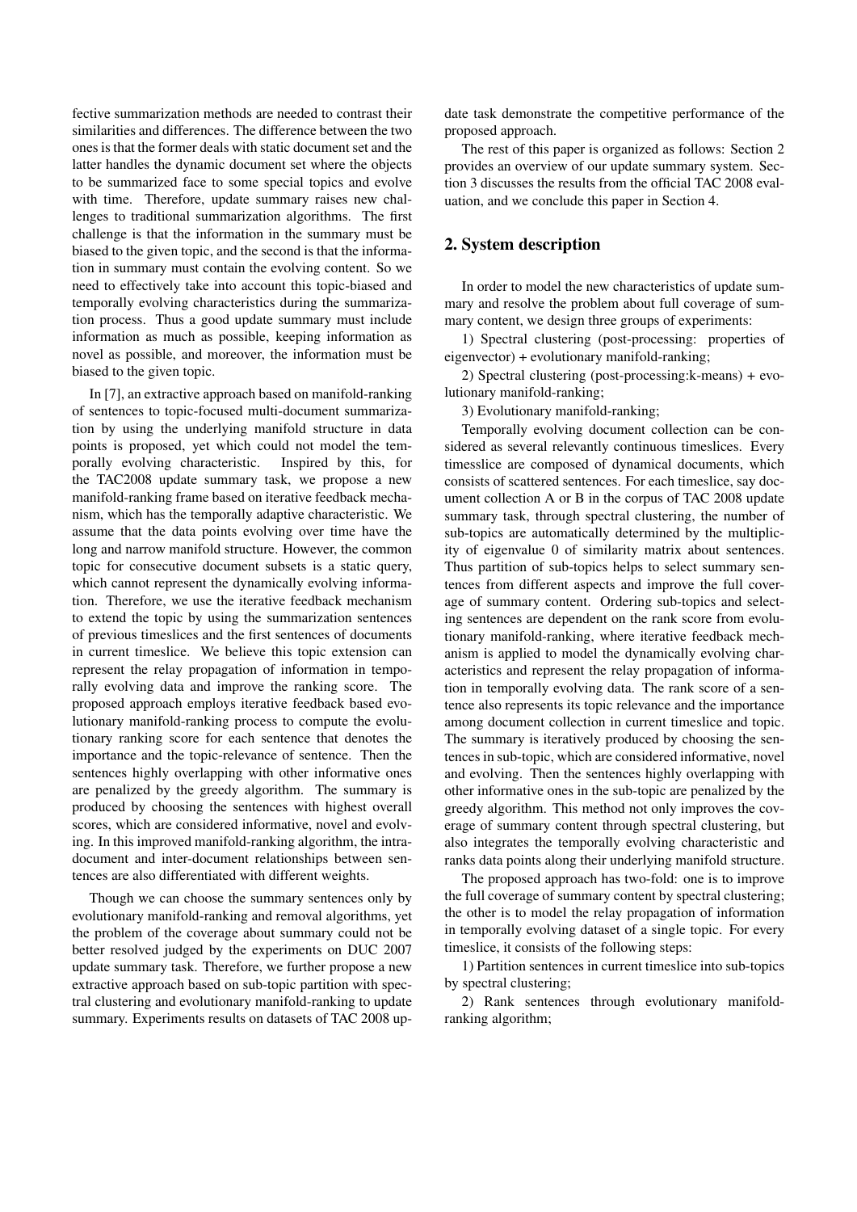fective summarization methods are needed to contrast their similarities and differences. The difference between the two ones is that the former deals with static document set and the latter handles the dynamic document set where the objects to be summarized face to some special topics and evolve with time. Therefore, update summary raises new challenges to traditional summarization algorithms. The first challenge is that the information in the summary must be biased to the given topic, and the second is that the information in summary must contain the evolving content. So we need to effectively take into account this topic-biased and temporally evolving characteristics during the summarization process. Thus a good update summary must include information as much as possible, keeping information as novel as possible, and moreover, the information must be biased to the given topic.

In [7], an extractive approach based on manifold-ranking of sentences to topic-focused multi-document summarization by using the underlying manifold structure in data points is proposed, yet which could not model the temporally evolving characteristic. Inspired by this, for the TAC2008 update summary task, we propose a new manifold-ranking frame based on iterative feedback mechanism, which has the temporally adaptive characteristic. We assume that the data points evolving over time have the long and narrow manifold structure. However, the common topic for consecutive document subsets is a static query, which cannot represent the dynamically evolving information. Therefore, we use the iterative feedback mechanism to extend the topic by using the summarization sentences of previous timeslices and the first sentences of documents in current timeslice. We believe this topic extension can represent the relay propagation of information in temporally evolving data and improve the ranking score. The proposed approach employs iterative feedback based evolutionary manifold-ranking process to compute the evolutionary ranking score for each sentence that denotes the importance and the topic-relevance of sentence. Then the sentences highly overlapping with other informative ones are penalized by the greedy algorithm. The summary is produced by choosing the sentences with highest overall scores, which are considered informative, novel and evolving. In this improved manifold-ranking algorithm, the intra-document and inter-document relationships between sentences are also differentiated with different weights.

Though we can choose the summary sentences only by evolutionary manifold-ranking and removal algorithms, yet the problem of the coverage about summary could not be better resolved judged by the experiments on DUC 2007 update summary task. Therefore, we further propose a new extractive approach based on sub-topic partition with spectral clustering and evolutionary manifold-ranking to update summary. Experiments results on datasets of TAC 2008 update task demonstrate the competitive performance of the proposed approach.

The rest of this paper is organized as follows: Section 2 provides an overview of our update summary system. Section 3 discusses the results from the official TAC 2008 evaluation, and we conclude this paper in Section 4.

## 2. System description

In order to model the new characteristics of update summary and resolve the problem about full coverage of summary content, we design three groups of experiments:

1) Spectral clustering (post-processing: properties of eigenvector) + evolutionary manifold-ranking;

2) Spectral clustering (post-processing:k-means) + evolutionary manifold-ranking;

3) Evolutionary manifold-ranking;

Temporally evolving document collection can be considered as several relevantly continuous timeslices. Every timesslice are composed of dynamical documents, which consists of scattered sentences. For each timeslice, say document collection A or B in the corpus of TAC 2008 update summary task, through spectral clustering, the number of sub-topics are automatically determined by the multiplicity of eigenvalue 0 of similarity matrix about sentences. Thus partition of sub-topics helps to select summary sentences from different aspects and improve the full coverage of summary content. Ordering sub-topics and selecting sentences are dependent on the rank score from evolutionary manifold-ranking, where iterative feedback mechanism is applied to model the dynamically evolving characteristics and represent the relay propagation of information in temporally evolving data. The rank score of a sentence also represents its topic relevance and the importance among document collection in current timeslice and topic. The summary is iteratively produced by choosing the sentences in sub-topic, which are considered informative, novel and evolving. Then the sentences highly overlapping with other informative ones in the sub-topic are penalized by the greedy algorithm. This method not only improves the coverage of summary content through spectral clustering, but also integrates the temporally evolving characteristic and ranks data points along their underlying manifold structure.

The proposed approach has two-fold: one is to improve the full coverage of summary content by spectral clustering; the other is to model the relay propagation of information in temporally evolving dataset of a single topic. For every timeslice, it consists of the following steps:

1) Partition sentences in current timeslice into sub-topics by spectral clustering;

2) Rank sentences through evolutionary manifold-ranking algorithm;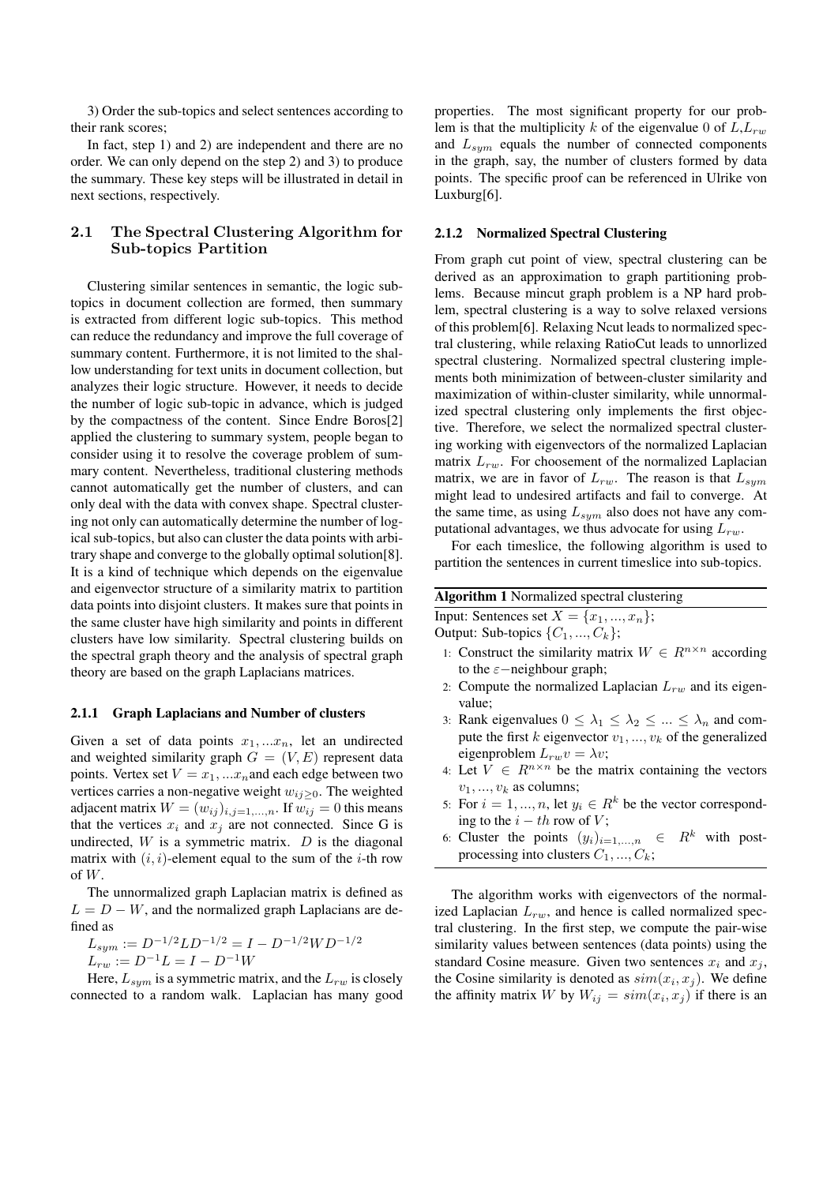3) Order the sub-topics and select sentences according to their rank scores;

In fact, step 1) and 2) are independent and there are no order. We can only depend on the step 2) and 3) to produce the summary. These key steps will be illustrated in detail in next sections, respectively.

## 2.1 The Spectral Clustering Algorithm for Sub-topics Partition

Clustering similar sentences in semantic, the logic sub-topics in document collection are formed, then summary is extracted from different logic sub-topics. This method can reduce the redundancy and improve the full coverage of summary content. Furthermore, it is not limited to the shallow understanding for text units in document collection, but analyzes their logic structure. However, it needs to decide the number of logic sub-topic in advance, which is judged by the compactness of the content. Since Endre Boros[2] applied the clustering to summary system, people began to consider using it to resolve the coverage problem of summary content. Nevertheless, traditional clustering methods cannot automatically get the number of clusters, and can only deal with the data with convex shape. Spectral clustering not only can automatically determine the number of logical sub-topics, but also can cluster the data points with arbitrary shape and converge to the globally optimal solution[8]. It is a kind of technique which depends on the eigenvalue and eigenvector structure of a similarity matrix to partition data points into disjoint clusters. It makes sure that points in the same cluster have high similarity and points in different clusters have low similarity. Spectral clustering builds on the spectral graph theory and the analysis of spectral graph theory are based on the graph Laplacians matrices.

### 2.1.1 Graph Laplacians and Number of clusters

Given a set of data points $x_1, ...x_n$, let an undirected and weighted similarity graph $G = (V, E)$ represent data points. Vertex set $V = x_1, ...x_n$and each edge between two vertices carries a non-negative weight $w_{ij \geq 0}$. The weighted adjacent matrix $W = (w_{ij})_{i,j=1,...,n}$. If $w_{ij} = 0$ this means that the vertices $x_i$ and $x_j$ are not connected. Since G is undirected, $W$ is a symmetric matrix. $D$ is the diagonal matrix with $(i, i)$-element equal to the sum of the $i$-th row of $W$.

The unnormalized graph Laplacian matrix is defined as $L = D - W$, and the normalized graph Laplacians are defined as

$$L_{sym} := D^{-1/2}LD^{-1/2} = I - D^{-1/2}WD^{-1/2}$$
$$L_{rw} := D^{-1}L = I - D^{-1}W$$

Here, $L_{sym}$ is a symmetric matrix, and the $L_{rw}$ is closely connected to a random walk. Laplacian has many good properties. The most significant property for our problem is that the multiplicity $k$ of the eigenvalue 0 of $L$,$L_{rw}$ and $L_{sym}$ equals the number of connected components in the graph, say, the number of clusters formed by data points. The specific proof can be referenced in Ulrike von Luxburg[6].

### 2.1.2 Normalized Spectral Clustering

From graph cut point of view, spectral clustering can be derived as an approximation to graph partitioning problems. Because mincut graph problem is a NP hard problem, spectral clustering is a way to solve relaxed versions of this problem[6]. Relaxing Ncut leads to normalized spectral clustering, while relaxing RatioCut leads to unnorlized spectral clustering. Normalized spectral clustering implements both minimization of between-cluster similarity and maximization of within-cluster similarity, while unnormalized spectral clustering only implements the first objective. Therefore, we select the normalized spectral clustering working with eigenvectors of the normalized Laplacian matrix $L_{rw}$. For choosement of the normalized Laplacian matrix, we are in favor of $L_{rw}$. The reason is that $L_{sym}$ might lead to undesired artifacts and fail to converge. At the same time, as using $L_{sym}$ also does not have any computational advantages, we thus advocate for using $L_{rw}$.

For each timeslice, the following algorithm is used to partition the sentences in current timeslice into sub-topics.

**Algorithm 1** Normalized spectral clustering

Input: Sentences set $X = \{x_1, ..., x_n\}$;
Output: Sub-topics $\{C_1, ..., C_k\}$;

1: Construct the similarity matrix $W \in R^{n \times n}$ according to the $\varepsilon-$neighbour graph;
2: Compute the normalized Laplacian $L_{rw}$ and its eigenvalue;
3: Rank eigenvalues $0 \leq \lambda_1 \leq \lambda_2 \leq ... \leq \lambda_n$ and compute the first $k$ eigenvector $v_1, ..., v_k$ of the generalized eigenproblem $L_{rw}v = \lambda v$;
4: Let $V \in R^{n \times n}$ be the matrix containing the vectors $v_1, ..., v_k$ as columns;
5: For $i = 1, ..., n$, let $y_i \in R^k$ be the vector corresponding to the $i - th$ row of $V$;
6: Cluster the points $(y_i)_{i=1,...,n} \in R^k$ with post-processing into clusters $C_1, ..., C_k$;

The algorithm works with eigenvectors of the normalized Laplacian $L_{rw}$, and hence is called normalized spectral clustering. In the first step, we compute the pair-wise similarity values between sentences (data points) using the standard Cosine measure. Given two sentences $x_i$ and $x_j$, the Cosine similarity is denoted as $sim(x_i, x_j)$. We define the affinity matrix $W$ by $W_{ij} = sim(x_i, x_j)$ if there is an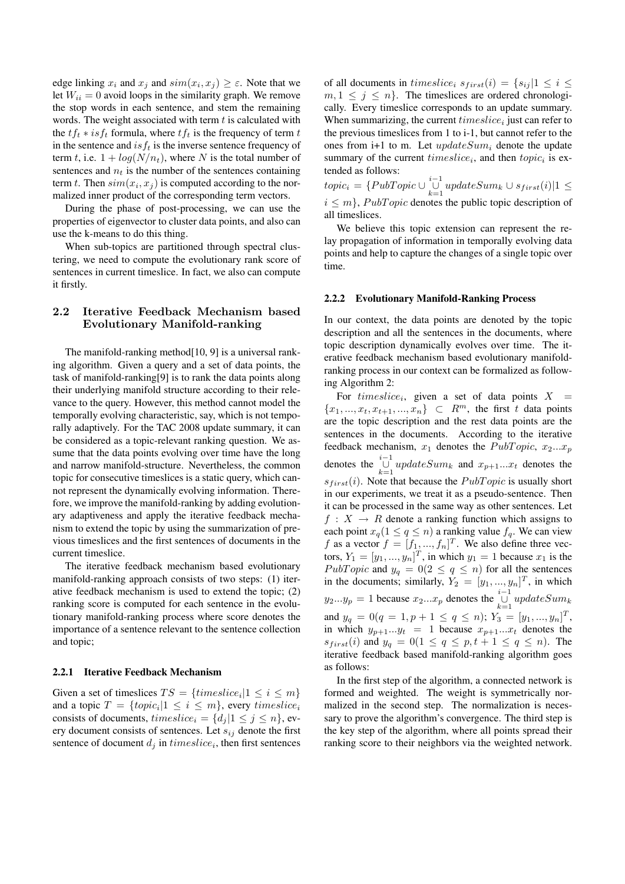edge linking $x_i$ and $x_j$ and $sim(x_i, x_j) \geq \varepsilon$. Note that we let $W_{ii} = 0$ avoid loops in the similarity graph. We remove the stop words in each sentence, and stem the remaining words. The weight associated with term $t$ is calculated with the $tf_t * isf_t$ formula, where $tf_t$ is the frequency of term $t$ in the sentence and $isf_t$ is the inverse sentence frequency of term $t$, i.e. $1 + log(N/n_t)$, where $N$ is the total number of sentences and $n_t$ is the number of the sentences containing term $t$. Then $sim(x_i, x_j)$ is computed according to the normalized inner product of the corresponding term vectors.

During the phase of post-processing, we can use the properties of eigenvector to cluster data points, and also can use the k-means to do this thing.

When sub-topics are partitioned through spectral clustering, we need to compute the evolutionary rank score of sentences in current timeslice. In fact, we also can compute it firstly.

## 2.2 Iterative Feedback Mechanism based Evolutionary Manifold-ranking

The manifold-ranking method[10, 9] is a universal ranking algorithm. Given a query and a set of data points, the task of manifold-ranking[9] is to rank the data points along their underlying manifold structure according to their relevance to the query. However, this method cannot model the temporally evolving characteristic, say, which is not temporally adaptively. For the TAC 2008 update summary, it can be considered as a topic-relevant ranking question. We assume that the data points evolving over time have the long and narrow manifold-structure. Nevertheless, the common topic for consecutive timeslices is a static query, which cannot represent the dynamically evolving information. Therefore, we improve the manifold-ranking by adding evolutionary adaptiveness and apply the iterative feedback mechanism to extend the topic by using the summarization of previous timeslices and the first sentences of documents in the current timeslice.

The iterative feedback mechanism based evolutionary manifold-ranking approach consists of two steps: (1) iterative feedback mechanism is used to extend the topic; (2) ranking score is computed for each sentence in the evolutionary manifold-ranking process where score denotes the importance of a sentence relevant to the sentence collection and topic;

### 2.2.1 Iterative Feedback Mechanism

Given a set of timeslices $TS = \{timeslice_i | 1 \leq i \leq m\}$ and a topic $T = \{topic_i | 1 \leq i \leq m\}$, every $timeslice_i$ consists of documents, $timeslice_i = \{d_j | 1 \leq j \leq n\}$, every document consists of sentences. Let $s_{ij}$ denote the first sentence of document $d_j$ in $timeslice_i$, then first sentences of all documents in $timeslice_i$ $s_{first}(i) = \{s_{ij} | 1 \leq i \leq m, 1 \leq j \leq n\}$. The timeslices are ordered chronologically. Every timeslice corresponds to an update summary. When summarizing, the current $timeslice_i$ just can refer to the previous timeslices from 1 to i-1, but cannot refer to the ones from i+1 to m. Let $updateSum_i$ denote the update summary of the current $timeslice_i$, and then $topic_i$ is extended as follows:

$topic_i = \{PubTopic \cup \overset{i-1}{\underset{k=1}{\cup}} updateSum_k \cup s_{first}(i) | 1 \leq i \leq m\}$, $PubTopic$ denotes the public topic description of all timeslices.

We believe this topic extension can represent the relay propagation of information in temporally evolving data points and help to capture the changes of a single topic over time.

### 2.2.2 Evolutionary Manifold-Ranking Process

In our context, the data points are denoted by the topic description and all the sentences in the documents, where topic description dynamically evolves over time. The iterative feedback mechanism based evolutionary manifold-ranking process in our context can be formalized as following Algorithm 2:

For $timeslice_i$, given a set of data points $X = \{x_1, ..., x_t, x_{t+1}, ..., x_n\} \subset R^m$, the first $t$ data points are the topic description and the rest data points are the sentences in the documents. According to the iterative feedback mechanism, $x_1$ denotes the $PubTopic$, $x_2 ... x_p$ denotes the $\overset{i-1}{\underset{k=1}{\cup}} updateSum_k$ and $x_{p+1} ... x_t$ denotes the $s_{first}(i)$. Note that because the $PubTopic$ is usually short in our experiments, we treat it as a pseudo-sentence. Then it can be processed in the same way as other sentences. Let $f : X \rightarrow R$ denote a ranking function which assigns to each point $x_q (1 \leq q \leq n)$ a ranking value $f_q$. We can view $f$ as a vector $f = [f_1, ..., f_n]^T$. We also define three vectors, $Y_1 = [y_1, ..., y_n]^T$, in which $y_1 = 1$ because $x_1$ is the $PubTopic$ and $y_q = 0 (2 \leq q \leq n)$ for all the sentences in the documents; similarly, $Y_2 = [y_1, ..., y_n]^T$, in which $y_2 ... y_p = 1$ because $x_2 ... x_p$ denotes the $\overset{i-1}{\underset{k=1}{\cup}} updateSum_k$ and $y_q = 0 (q = 1, p+1 \leq q \leq n)$; $Y_3 = [y_1, ..., y_n]^T$, in which $y_{p+1} ... y_t = 1$ because $x_{p+1} ... x_t$ denotes the $s_{first}(i)$ and $y_q = 0 (1 \leq q \leq p, t+1 \leq q \leq n)$. The iterative feedback based manifold-ranking algorithm goes as follows:

In the first step of the algorithm, a connected network is formed and weighted. The weight is symmetrically normalized in the second step. The normalization is necessary to prove the algorithm's convergence. The third step is the key step of the algorithm, where all points spread their ranking score to their neighbors via the weighted network.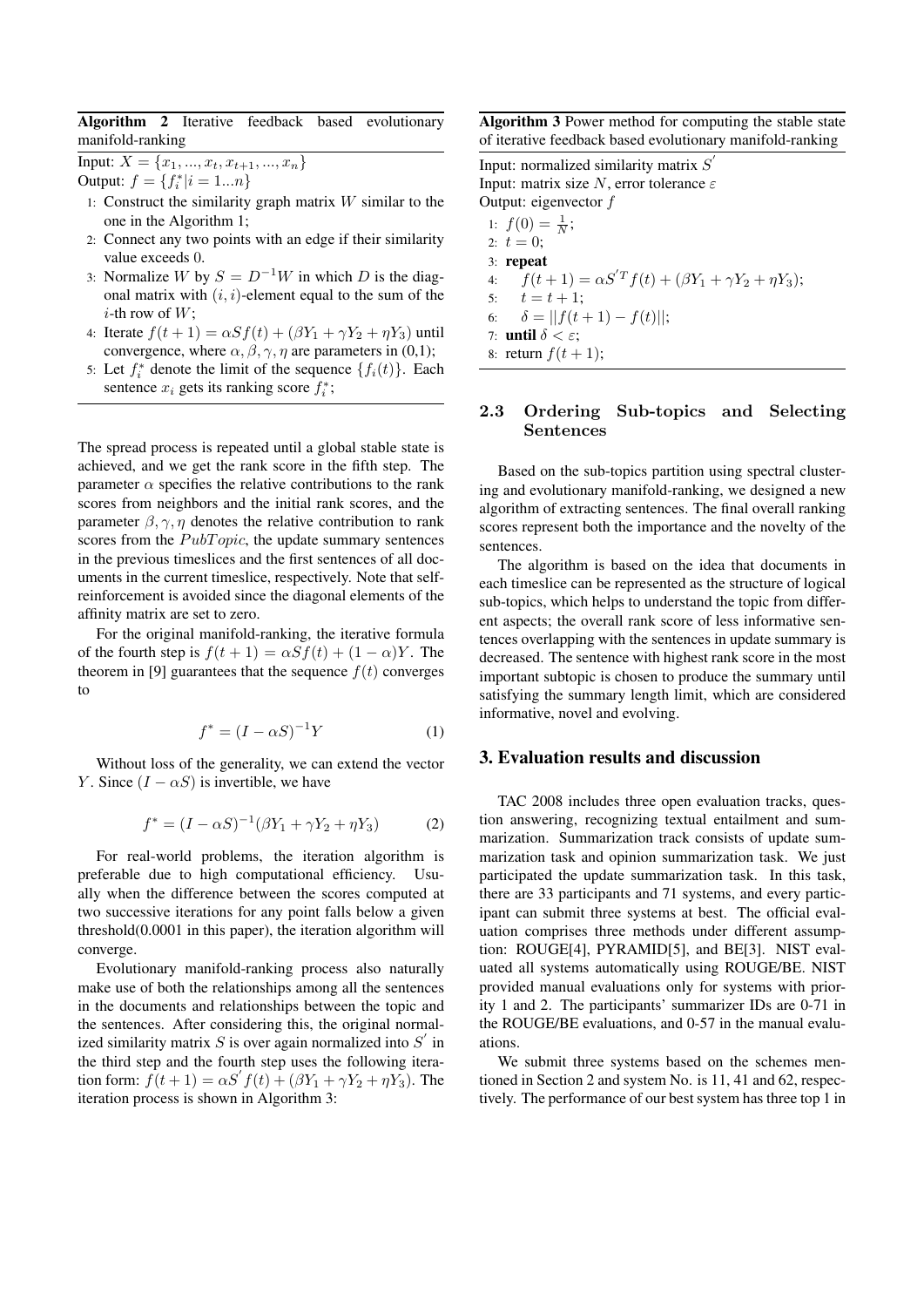**Algorithm 2** Iterative feedback based evolutionary manifold-ranking

Input: $X = \{x_1, ..., x_t, x_{t+1}, ..., x_n\}$
Output: $f = \{f_i^* | i = 1...n\}$

1: Construct the similarity graph matrix $W$ similar to the one in the Algorithm 1;
2: Connect any two points with an edge if their similarity value exceeds 0.
3: Normalize $W$ by $S = D^{-1}W$ in which $D$ is the diagonal matrix with $(i, i)$-element equal to the sum of the $i$-th row of $W$;
4: Iterate $f(t+1) = \alpha S f(t) + (\beta Y_1 + \gamma Y_2 + \eta Y_3)$ until convergence, where $\alpha, \beta, \gamma, \eta$ are parameters in (0,1);
5: Let $f_i^*$ denote the limit of the sequence $\{f_i(t)\}$. Each sentence $x_i$ gets its ranking score $f_i^*$;

The spread process is repeated until a global stable state is achieved, and we get the rank score in the fifth step. The parameter $\alpha$ specifies the relative contributions to the rank scores from neighbors and the initial rank scores, and the parameter $\beta, \gamma, \eta$ denotes the relative contribution to rank scores from the $PubTopic$, the update summary sentences in the previous timeslices and the first sentences of all documents in the current timeslice, respectively. Note that self-reinforcement is avoided since the diagonal elements of the affinity matrix are set to zero.

For the original manifold-ranking, the iterative formula of the fourth step is $f(t+1) = \alpha S f(t) + (1 - \alpha)Y$. The theorem in [9] guarantees that the sequence $f(t)$ converges to

$$f^* = (I - \alpha S)^{-1} Y \tag{1}$$

Without loss of the generality, we can extend the vector $Y$. Since $(I - \alpha S)$ is invertible, we have

$$f^* = (I - \alpha S)^{-1} (\beta Y_1 + \gamma Y_2 + \eta Y_3) \tag{2}$$

For real-world problems, the iteration algorithm is preferable due to high computational efficiency. Usually when the difference between the scores computed at two successive iterations for any point falls below a given threshold(0.0001 in this paper), the iteration algorithm will converge.

Evolutionary manifold-ranking process also naturally make use of both the relationships among all the sentences in the documents and relationships between the topic and the sentences. After considering this, the original normalized similarity matrix $S$ is over again normalized into $S'$ in the third step and the fourth step uses the following iteration form: $f(t+1) = \alpha S' f(t) + (\beta Y_1 + \gamma Y_2 + \eta Y_3)$. The iteration process is shown in Algorithm 3:

**Algorithm 3** Power method for computing the stable state of iterative feedback based evolutionary manifold-ranking

Input: normalized similarity matrix $S'$
Input: matrix size $N$, error tolerance $\varepsilon$
Output: eigenvector $f$

1: $f(0) = \frac{1}{N}$;
2: $t = 0$;
3: **repeat**
4: $\quad f(t+1) = \alpha S'^T f(t) + (\beta Y_1 + \gamma Y_2 + \eta Y_3)$;
5: $\quad t = t + 1$;
6: $\quad \delta = ||f(t+1) - f(t)||$;
7: **until** $\delta < \varepsilon$;
8: return $f(t+1)$;

### 2.3 Ordering Sub-topics and Selecting Sentences

Based on the sub-topics partition using spectral clustering and evolutionary manifold-ranking, we designed a new algorithm of extracting sentences. The final overall ranking scores represent both the importance and the novelty of the sentences.

The algorithm is based on the idea that documents in each timeslice can be represented as the structure of logical sub-topics, which helps to understand the topic from different aspects; the overall rank score of less informative sentences overlapping with the sentences in update summary is decreased. The sentence with highest rank score in the most important subtopic is chosen to produce the summary until satisfying the summary length limit, which are considered informative, novel and evolving.

## 3. Evaluation results and discussion

TAC 2008 includes three open evaluation tracks, question answering, recognizing textual entailment and summarization. Summarization track consists of update summarization task and opinion summarization task. We just participated the update summarization task. In this task, there are 33 participants and 71 systems, and every participant can submit three systems at best. The official evaluation comprises three methods under different assumption: ROUGE[4], PYRAMID[5], and BE[3]. NIST evaluated all systems automatically using ROUGE/BE. NIST provided manual evaluations only for systems with priority 1 and 2. The participants' summarizer IDs are 0-71 in the ROUGE/BE evaluations, and 0-57 in the manual evaluations.

We submit three systems based on the schemes mentioned in Section 2 and system No. is 11, 41 and 62, respectively. The performance of our best system has three top 1 in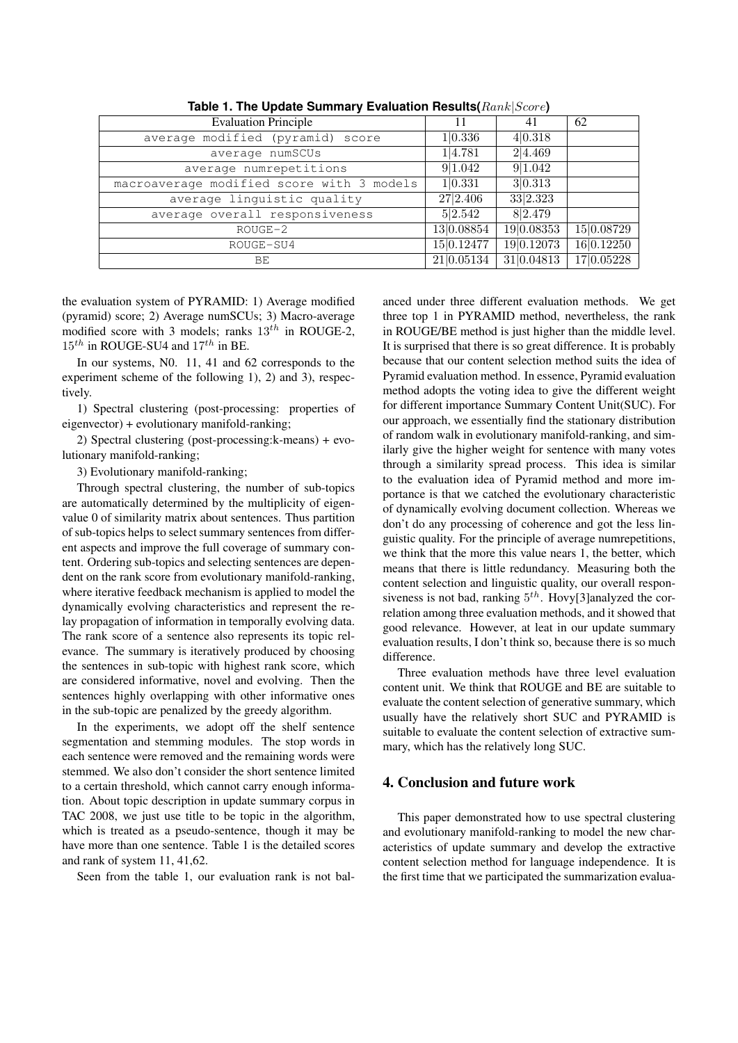**Table 1. The Update Summary Evaluation Results($Rank|Score$)**

| Evaluation Principle | 11 | 41 | 62 |
|---|---|---|---|
| average modified (pyramid) score | 1\|0.336 | 4\|0.318 | |
| average numSCUs | 1\|4.781 | 2\|4.469 | |
| average numrepetitions | 9\|1.042 | 9\|1.042 | |
| macroaverage modified score with 3 models | 1\|0.331 | 3\|0.313 | |
| average linguistic quality | 27\|2.406 | 33\|2.323 | |
| average overall responsiveness | 5\|2.542 | 8\|2.479 | |
| ROUGE-2 | 13\|0.08854 | 19\|0.08353 | 15\|0.08729 |
| ROUGE-SU4 | 15\|0.12477 | 19\|0.12073 | 16\|0.12250 |
| BE | 21\|0.05134 | 31\|0.04813 | 17\|0.05228 |

the evaluation system of PYRAMID: 1) Average modified (pyramid) score; 2) Average numSCUs; 3) Macro-average modified score with 3 models; ranks $13^{th}$ in ROUGE-2, $15^{th}$ in ROUGE-SU4 and $17^{th}$ in BE.

In our systems, N0. 11, 41 and 62 corresponds to the experiment scheme of the following 1), 2) and 3), respectively.

1) Spectral clustering (post-processing: properties of eigenvector) + evolutionary manifold-ranking;

2) Spectral clustering (post-processing:k-means) + evolutionary manifold-ranking;

3) Evolutionary manifold-ranking;

Through spectral clustering, the number of sub-topics are automatically determined by the multiplicity of eigenvalue 0 of similarity matrix about sentences. Thus partition of sub-topics helps to select summary sentences from different aspects and improve the full coverage of summary content. Ordering sub-topics and selecting sentences are dependent on the rank score from evolutionary manifold-ranking, where iterative feedback mechanism is applied to model the dynamically evolving characteristics and represent the relay propagation of information in temporally evolving data. The rank score of a sentence also represents its topic relevance. The summary is iteratively produced by choosing the sentences in sub-topic with highest rank score, which are considered informative, novel and evolving. Then the sentences highly overlapping with other informative ones in the sub-topic are penalized by the greedy algorithm.

In the experiments, we adopt off the shelf sentence segmentation and stemming modules. The stop words in each sentence were removed and the remaining words were stemmed. We also don't consider the short sentence limited to a certain threshold, which cannot carry enough information. About topic description in update summary corpus in TAC 2008, we just use title to be topic in the algorithm, which is treated as a pseudo-sentence, though it may be have more than one sentence. Table 1 is the detailed scores and rank of system 11, 41,62.

Seen from the table 1, our evaluation rank is not balanced under three different evaluation methods. We get three top 1 in PYRAMID method, nevertheless, the rank in ROUGE/BE method is just higher than the middle level. It is surprised that there is so great difference. It is probably because that our content selection method suits the idea of Pyramid evaluation method. In essence, Pyramid evaluation method adopts the voting idea to give the different weight for different importance Summary Content Unit(SUC). For our approach, we essentially find the stationary distribution of random walk in evolutionary manifold-ranking, and similarly give the higher weight for sentence with many votes through a similarity spread process. This idea is similar to the evaluation idea of Pyramid method and more importance is that we catched the evolutionary characteristic of dynamically evolving document collection. Whereas we don't do any processing of coherence and got the less linguistic quality. For the principle of average numrepetitions, we think that the more this value nears 1, the better, which means that there is little redundancy. Measuring both the content selection and linguistic quality, our overall responsiveness is not bad, ranking $5^{th}$. Hovy[3]analyzed the correlation among three evaluation methods, and it showed that good relevance. However, at leat in our update summary evaluation results, I don't think so, because there is so much difference.

Three evaluation methods have three level evaluation content unit. We think that ROUGE and BE are suitable to evaluate the content selection of generative summary, which usually have the relatively short SUC and PYRAMID is suitable to evaluate the content selection of extractive summary, which has the relatively long SUC.

## 4. Conclusion and future work

This paper demonstrated how to use spectral clustering and evolutionary manifold-ranking to model the new characteristics of update summary and develop the extractive content selection method for language independence. It is the first time that we participated the summarization evalua-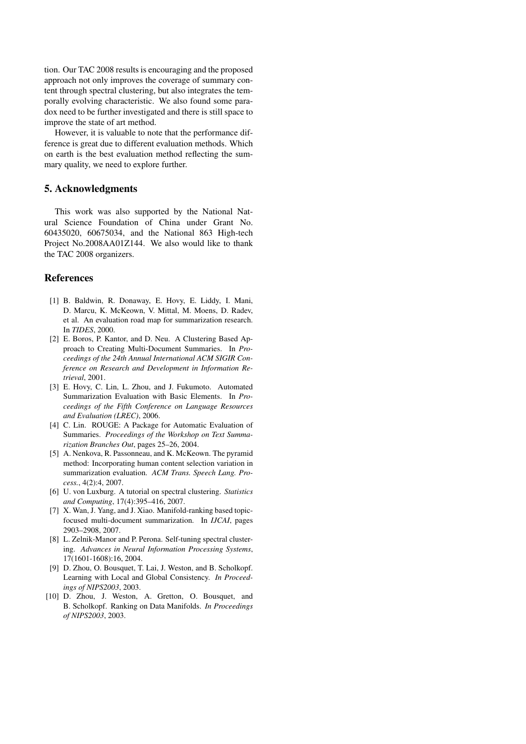tion. Our TAC 2008 results is encouraging and the proposed approach not only improves the coverage of summary content through spectral clustering, but also integrates the temporally evolving characteristic. We also found some paradox need to be further investigated and there is still space to improve the state of art method.

However, it is valuable to note that the performance difference is great due to different evaluation methods. Which on earth is the best evaluation method reflecting the summary quality, we need to explore further.

## 5. Acknowledgments

This work was also supported by the National Natural Science Foundation of China under Grant No. 60435020, 60675034, and the National 863 High-tech Project No.2008AA01Z144. We also would like to thank the TAC 2008 organizers.

## References

[1] B. Baldwin, R. Donaway, E. Hovy, E. Liddy, I. Mani, D. Marcu, K. McKeown, V. Mittal, M. Moens, D. Radev, et al. An evaluation road map for summarization research. In *TIDES*, 2000.

[2] E. Boros, P. Kantor, and D. Neu. A Clustering Based Approach to Creating Multi-Document Summaries. In *Proceedings of the 24th Annual International ACM SIGIR Conference on Research and Development in Information Retrieval*, 2001.

[3] E. Hovy, C. Lin, L. Zhou, and J. Fukumoto. Automated Summarization Evaluation with Basic Elements. In *Proceedings of the Fifth Conference on Language Resources and Evaluation (LREC)*, 2006.

[4] C. Lin. ROUGE: A Package for Automatic Evaluation of Summaries. *Proceedings of the Workshop on Text Summarization Branches Out*, pages 25–26, 2004.

[5] A. Nenkova, R. Passonneau, and K. McKeown. The pyramid method: Incorporating human content selection variation in summarization evaluation. *ACM Trans. Speech Lang. Process.*, 4(2):4, 2007.

[6] U. von Luxburg. A tutorial on spectral clustering. *Statistics and Computing*, 17(4):395–416, 2007.

[7] X. Wan, J. Yang, and J. Xiao. Manifold-ranking based topic-focused multi-document summarization. In *IJCAI*, pages 2903–2908, 2007.

[8] L. Zelnik-Manor and P. Perona. Self-tuning spectral clustering. *Advances in Neural Information Processing Systems*, 17(1601-1608):16, 2004.

[9] D. Zhou, O. Bousquet, T. Lai, J. Weston, and B. Scholkopf. Learning with Local and Global Consistency. *In Proceedings of NIPS2003*, 2003.

[10] D. Zhou, J. Weston, A. Gretton, O. Bousquet, and B. Scholkopf. Ranking on Data Manifolds. *In Proceedings of NIPS2003*, 2003.